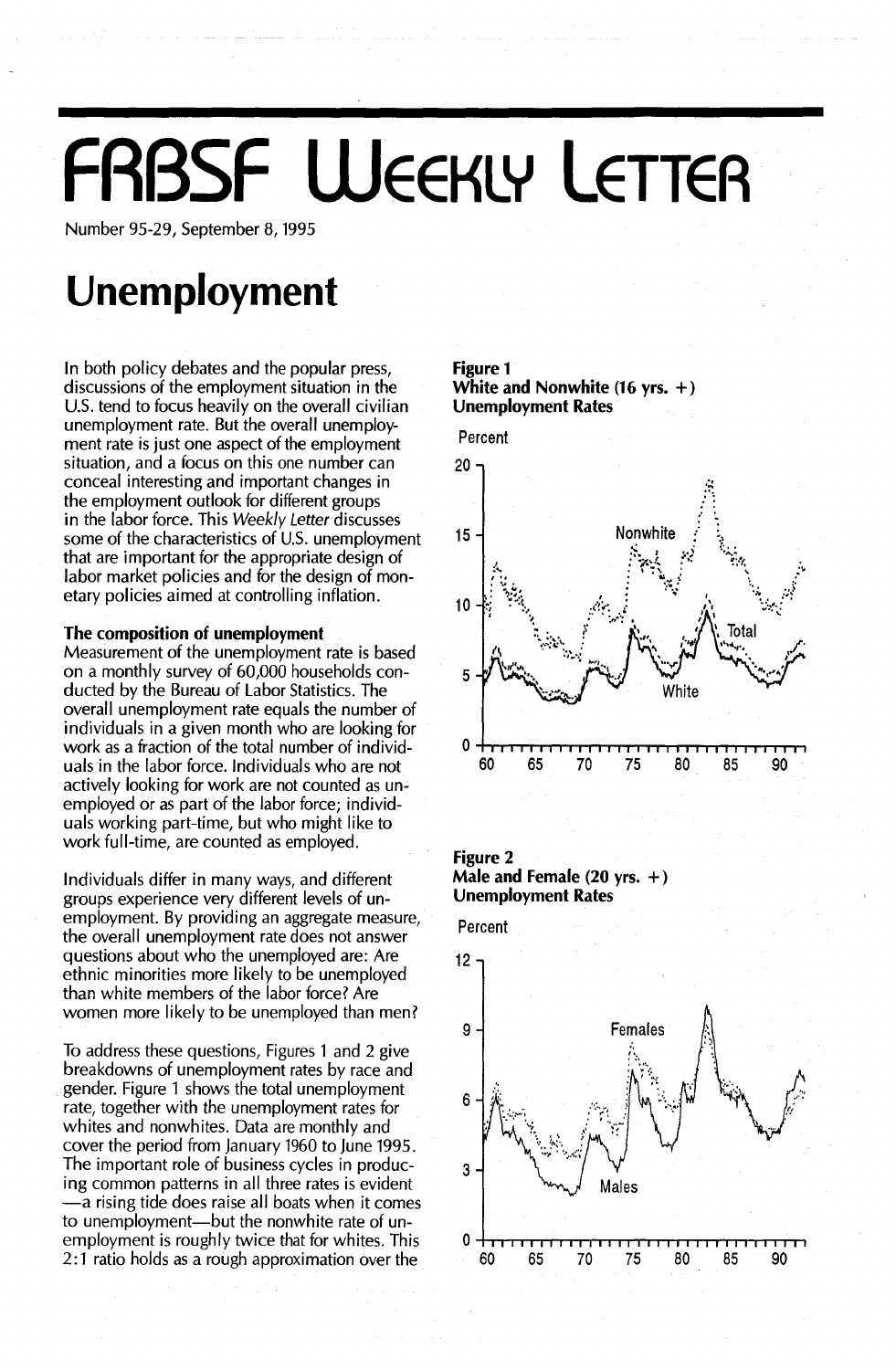# FRBSF Weekly Letter

Number 95-29, September 8, 1995

# Unemployment

In both policy debates and the popular press, discussions of the employment situation in the U.S. tend to focus heavily on the overall civilian unemployment rate. But the overall unemployment rate is just one aspect of the employment situation, and a focus on this one number can conceal interesting and important changes in the employment outlook for different groups in the labor force. This *Weekly Letter* discusses some of the characteristics of U.S. unemployment that are important for the appropriate design of labor market policies and for the design of monetary policies aimed at controlling inflation.

### The composition of unemployment

Measurement of the unemployment rate is based on a monthly survey of 60,000 households conducted by the Bureau of Labor Statistics. The overall unemployment rate equals the number of individuals in a given month who are looking for work as a fraction of the total number of individuals in the labor force. Individuals who are not actively looking for work are not counted as unemployed or as part of the labor force; individuals working part-time, but who might like to work full-time, are counted as employed.

Individuals differ in many ways, and different groups experience very different levels of unemployment. By providing an aggregate measure, the overall unemployment rate does not answer questions about who the unemployed are: Are ethnic minorities more likely to be unemployed than white members of the labor force? Are women more likely to be unemployed than men?

To address these questions, Figures 1 and 2 give breakdowns of unemployment rates by race and gender. Figure 1 shows the total unemployment rate, together with the unemployment rates for whites and nonwhites. Data are monthly and cover the period from January 1960 to June 1995. The important role of business cycles in producing common patterns in all three rates is evident—a rising tide does raise all boats when it comes to unemployment—but the nonwhite rate of unemployment is roughly twice that for whites. This 2:1 ratio holds as a rough approximation over the

**Figure 1**
**White and Nonwhite (16 yrs. +) Unemployment Rates**

**Figure 2**
**Male and Female (20 yrs. +) Unemployment Rates**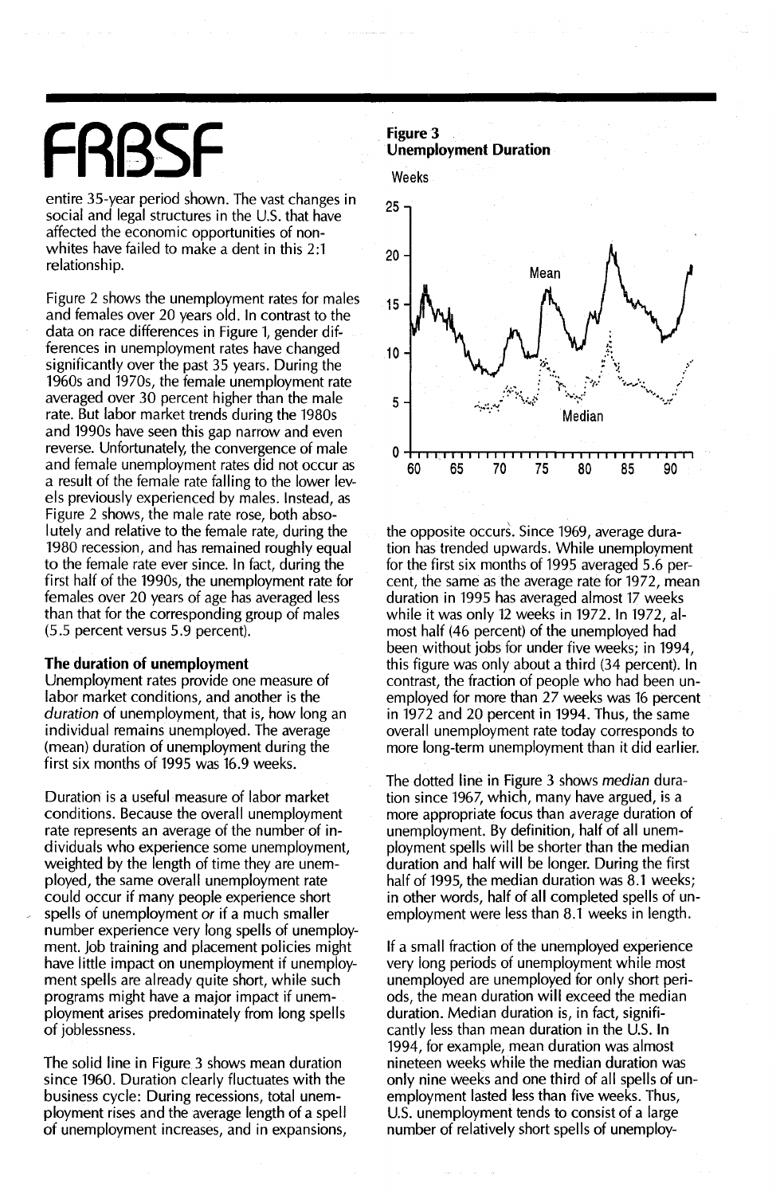entire 35-year period shown. The vast changes in social and legal structures in the U.S. that have affected the economic opportunities of nonwhites have failed to make a dent in this 2:1 relationship.

Figure 2 shows the unemployment rates for males and females over 20 years old. In contrast to the data on race differences in Figure 1, gender differences in unemployment rates have changed significantly over the past 35 years. During the 1960s and 1970s, the female unemployment rate averaged over 30 percent higher than the male rate. But labor market trends during the 1980s and 1990s have seen this gap narrow and even reverse. Unfortunately, the convergence of male and female unemployment rates did not occur as a result of the female rate falling to the lower levels previously experienced by males. Instead, as Figure 2 shows, the male rate rose, both absolutely and relative to the female rate, during the 1980 recession, and has remained roughly equal to the female rate ever since. In fact, during the first half of the 1990s, the unemployment rate for females over 20 years of age has averaged less than that for the corresponding group of males (5.5 percent versus 5.9 percent).

### The duration of unemployment

Unemployment rates provide one measure of labor market conditions, and another is the *duration* of unemployment, that is, how long an individual remains unemployed. The average (mean) duration of unemployment during the first six months of 1995 was 16.9 weeks.

Duration is a useful measure of labor market conditions. Because the overall unemployment rate represents an average of the number of individuals who experience some unemployment, weighted by the length of time they are unemployed, the same overall unemployment rate could occur if many people experience short spells of unemployment *or* if a much smaller number experience very long spells of unemployment. Job training and placement policies might have little impact on unemployment if unemployment spells are already quite short, while such programs might have a major impact if unemployment arises predominately from long spells of joblessness.

The solid line in Figure 3 shows mean duration since 1960. Duration clearly fluctuates with the business cycle: During recessions, total unemployment rises and the average length of a spell of unemployment increases, and in expansions, the opposite occurs. Since 1969, average duration has trended upwards. While unemployment for the first six months of 1995 averaged 5.6 percent, the same as the average rate for 1972, mean duration in 1995 has averaged almost 17 weeks while it was only 12 weeks in 1972. In 1972, almost half (46 percent) of the unemployed had been without jobs for under five weeks; in 1994, this figure was only about a third (34 percent). In contrast, the fraction of people who had been unemployed for more than 27 weeks was 16 percent in 1972 and 20 percent in 1994. Thus, the same overall unemployment rate today corresponds to more long-term unemployment than it did earlier.

**Figure 3**
**Unemployment Duration**

The dotted line in Figure 3 shows *median* duration since 1967, which, many have argued, is a more appropriate focus than *average* duration of unemployment. By definition, half of all unemployment spells will be shorter than the median duration and half will be longer. During the first half of 1995, the median duration was 8.1 weeks; in other words, half of all completed spells of unemployment were less than 8.1 weeks in length.

If a small fraction of the unemployed experience very long periods of unemployment while most unemployed are unemployed for only short periods, the mean duration will exceed the median duration. Median duration is, in fact, significantly less than mean duration in the U.S. In 1994, for example, mean duration was almost nineteen weeks while the median duration was only nine weeks and one third of all spells of unemployment lasted less than five weeks. Thus, U.S. unemployment tends to consist of a large number of relatively short spells of unemploy-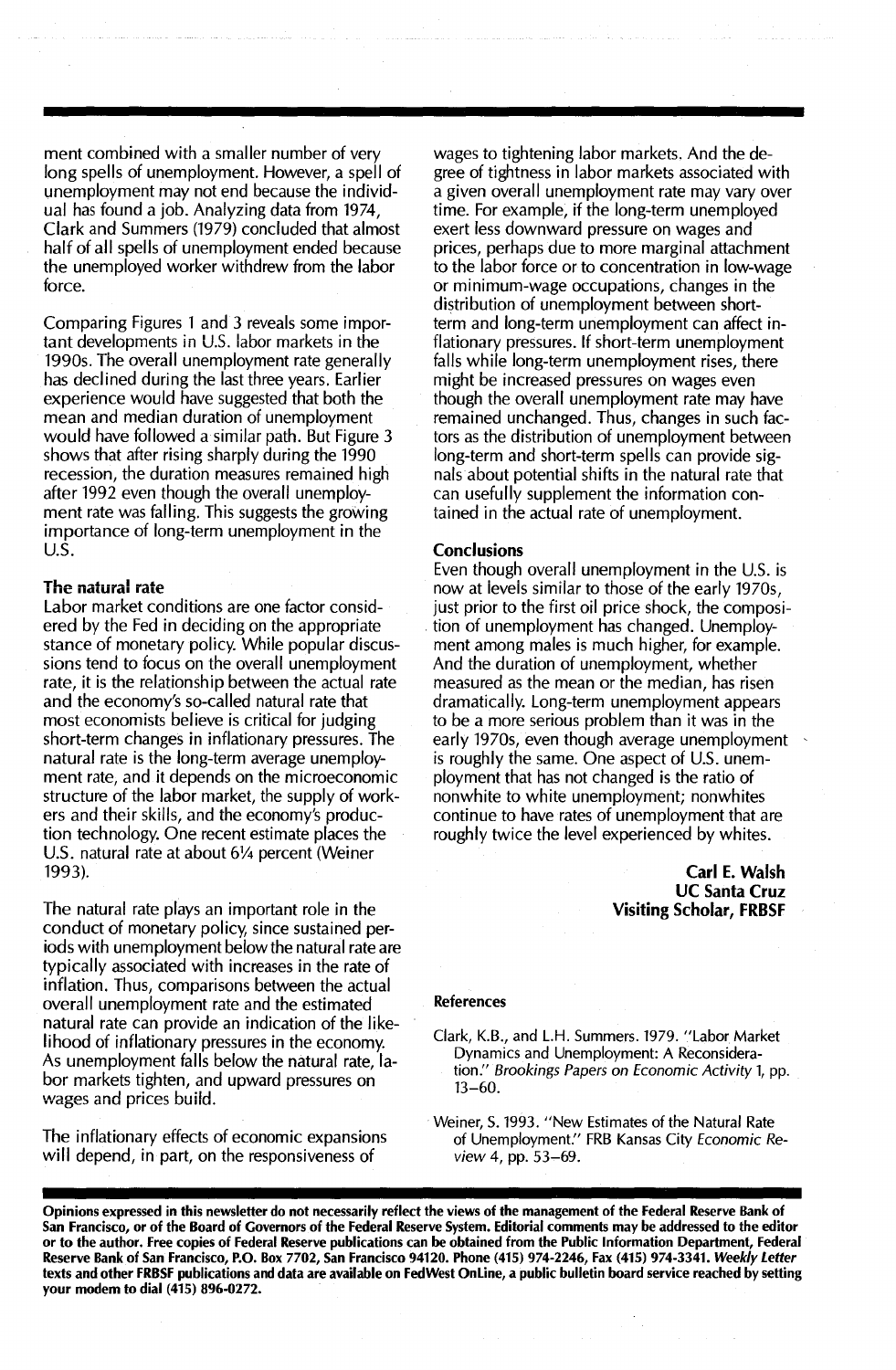ment combined with a smaller number of very long spells of unemployment. However, a spell of unemployment may not end because the individual has found a job. Analyzing data from 1974, Clark and Summers (1979) concluded that almost half of all spells of unemployment ended because the unemployed worker withdrew from the labor force.

Comparing Figures 1 and 3 reveals some important developments in U.S. labor markets in the 1990s. The overall unemployment rate generally has declined during the last three years. Earlier experience would have suggested that both the mean and median duration of unemployment would have followed a similar path. But Figure 3 shows that after rising sharply during the 1990 recession, the duration measures remained high after 1992 even though the overall unemployment rate was falling. This suggests the growing importance of long-term unemployment in the U.S.

### The natural rate

Labor market conditions are one factor considered by the Fed in deciding on the appropriate stance of monetary policy. While popular discussions tend to focus on the overall unemployment rate, it is the relationship between the actual rate and the economy's so-called natural rate that most economists believe is critical for judging short-term changes in inflationary pressures. The natural rate is the long-term average unemployment rate, and it depends on the microeconomic structure of the labor market, the supply of workers and their skills, and the economy's production technology. One recent estimate places the U.S. natural rate at about 6¼ percent (Weiner 1993).

The natural rate plays an important role in the conduct of monetary policy, since sustained periods with unemployment below the natural rate are typically associated with increases in the rate of inflation. Thus, comparisons between the actual overall unemployment rate and the estimated natural rate can provide an indication of the likelihood of inflationary pressures in the economy. As unemployment falls below the natural rate, labor markets tighten, and upward pressures on wages and prices build.

The inflationary effects of economic expansions will depend, in part, on the responsiveness of wages to tightening labor markets. And the degree of tightness in labor markets associated with a given overall unemployment rate may vary over time. For example, if the long-term unemployed exert less downward pressure on wages and prices, perhaps due to more marginal attachment to the labor force or to concentration in low-wage or minimum-wage occupations, changes in the distribution of unemployment between short-term and long-term unemployment can affect inflationary pressures. If short-term unemployment falls while long-term unemployment rises, there might be increased pressures on wages even though the overall unemployment rate may have remained unchanged. Thus, changes in such factors as the distribution of unemployment between long-term and short-term spells can provide signals about potential shifts in the natural rate that can usefully supplement the information contained in the actual rate of unemployment.

### Conclusions

Even though overall unemployment in the U.S. is now at levels similar to those of the early 1970s, just prior to the first oil price shock, the composition of unemployment has changed. Unemployment among males is much higher, for example. And the duration of unemployment, whether measured as the mean or the median, has risen dramatically. Long-term unemployment appears to be a more serious problem than it was in the early 1970s, even though average unemployment is roughly the same. One aspect of U.S. unemployment that has not changed is the ratio of nonwhite to white unemployment; nonwhites continue to have rates of unemployment that are roughly twice the level experienced by whites.

**Carl E. Walsh**
**UC Santa Cruz**
**Visiting Scholar, FRBSF**

#### References

Clark, K.B., and L.H. Summers. 1979. "Labor Market Dynamics and Unemployment: A Reconsideration." *Brookings Papers on Economic Activity* 1, pp. 13–60.

Weiner, S. 1993. "New Estimates of the Natural Rate of Unemployment." FRB Kansas City *Economic Review* 4, pp. 53–69.

**Opinions expressed in this newsletter do not necessarily reflect the views of the management of the Federal Reserve Bank of San Francisco, or of the Board of Governors of the Federal Reserve System. Editorial comments may be addressed to the editor or to the author. Free copies of Federal Reserve publications can be obtained from the Public Information Department, Federal Reserve Bank of San Francisco, P.O. Box 7702, San Francisco 94120. Phone (415) 974-2246, Fax (415) 974-3341. *Weekly Letter* texts and other FRBSF publications and data are available on FedWest OnLine, a public bulletin board service reached by setting your modem to dial (415) 896-0272.**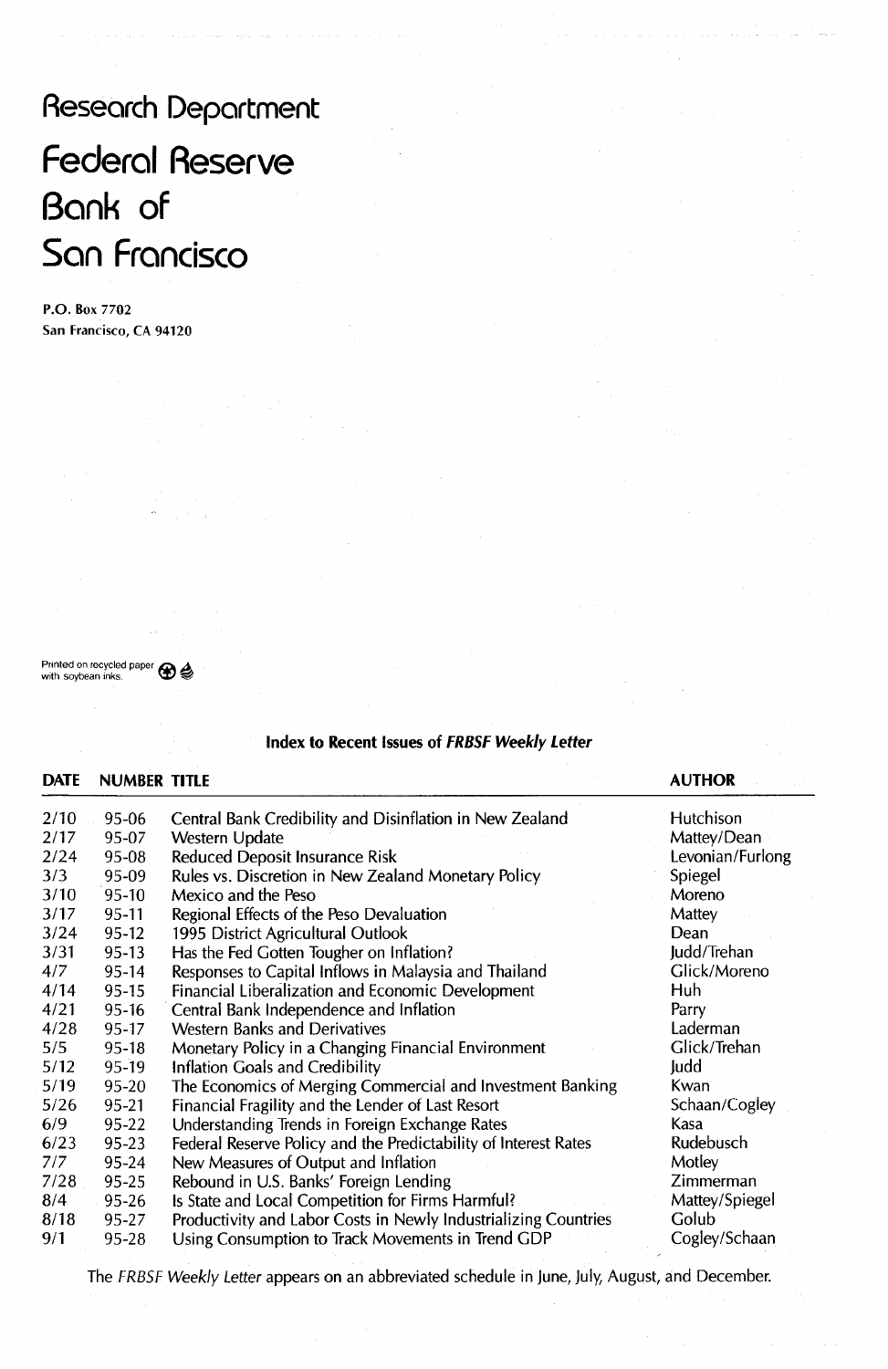# Research Department

# Federal Reserve Bank of San Francisco

**P.O. Box 7702**
**San Francisco, CA 94120**

Printed on recycled paper with soybean inks.

**Index to Recent Issues of *FRBSF Weekly Letter***

| DATE | NUMBER | TITLE | AUTHOR |
|---|---|---|---|
| 2/10 | 95-06 | Central Bank Credibility and Disinflation in New Zealand | Hutchison |
| 2/17 | 95-07 | Western Update | Mattey/Dean |
| 2/24 | 95-08 | Reduced Deposit Insurance Risk | Levonian/Furlong |
| 3/3 | 95-09 | Rules vs. Discretion in New Zealand Monetary Policy | Spiegel |
| 3/10 | 95-10 | Mexico and the Peso | Moreno |
| 3/17 | 95-11 | Regional Effects of the Peso Devaluation | Mattey |
| 3/24 | 95-12 | 1995 District Agricultural Outlook | Dean |
| 3/31 | 95-13 | Has the Fed Gotten Tougher on Inflation? | Judd/Trehan |
| 4/7 | 95-14 | Responses to Capital Inflows in Malaysia and Thailand | Glick/Moreno |
| 4/14 | 95-15 | Financial Liberalization and Economic Development | Huh |
| 4/21 | 95-16 | Central Bank Independence and Inflation | Parry |
| 4/28 | 95-17 | Western Banks and Derivatives | Laderman |
| 5/5 | 95-18 | Monetary Policy in a Changing Financial Environment | Glick/Trehan |
| 5/12 | 95-19 | Inflation Goals and Credibility | Judd |
| 5/19 | 95-20 | The Economics of Merging Commercial and Investment Banking | Kwan |
| 5/26 | 95-21 | Financial Fragility and the Lender of Last Resort | Schaan/Cogley |
| 6/9 | 95-22 | Understanding Trends in Foreign Exchange Rates | Kasa |
| 6/23 | 95-23 | Federal Reserve Policy and the Predictability of Interest Rates | Rudebusch |
| 7/7 | 95-24 | New Measures of Output and Inflation | Motley |
| 7/28 | 95-25 | Rebound in U.S. Banks' Foreign Lending | Zimmerman |
| 8/4 | 95-26 | Is State and Local Competition for Firms Harmful? | Mattey/Spiegel |
| 8/18 | 95-27 | Productivity and Labor Costs in Newly Industrializing Countries | Golub |
| 9/1 | 95-28 | Using Consumption to Track Movements in Trend GDP | Cogley/Schaan |

The *FRBSF Weekly Letter* appears on an abbreviated schedule in June, July, August, and December.